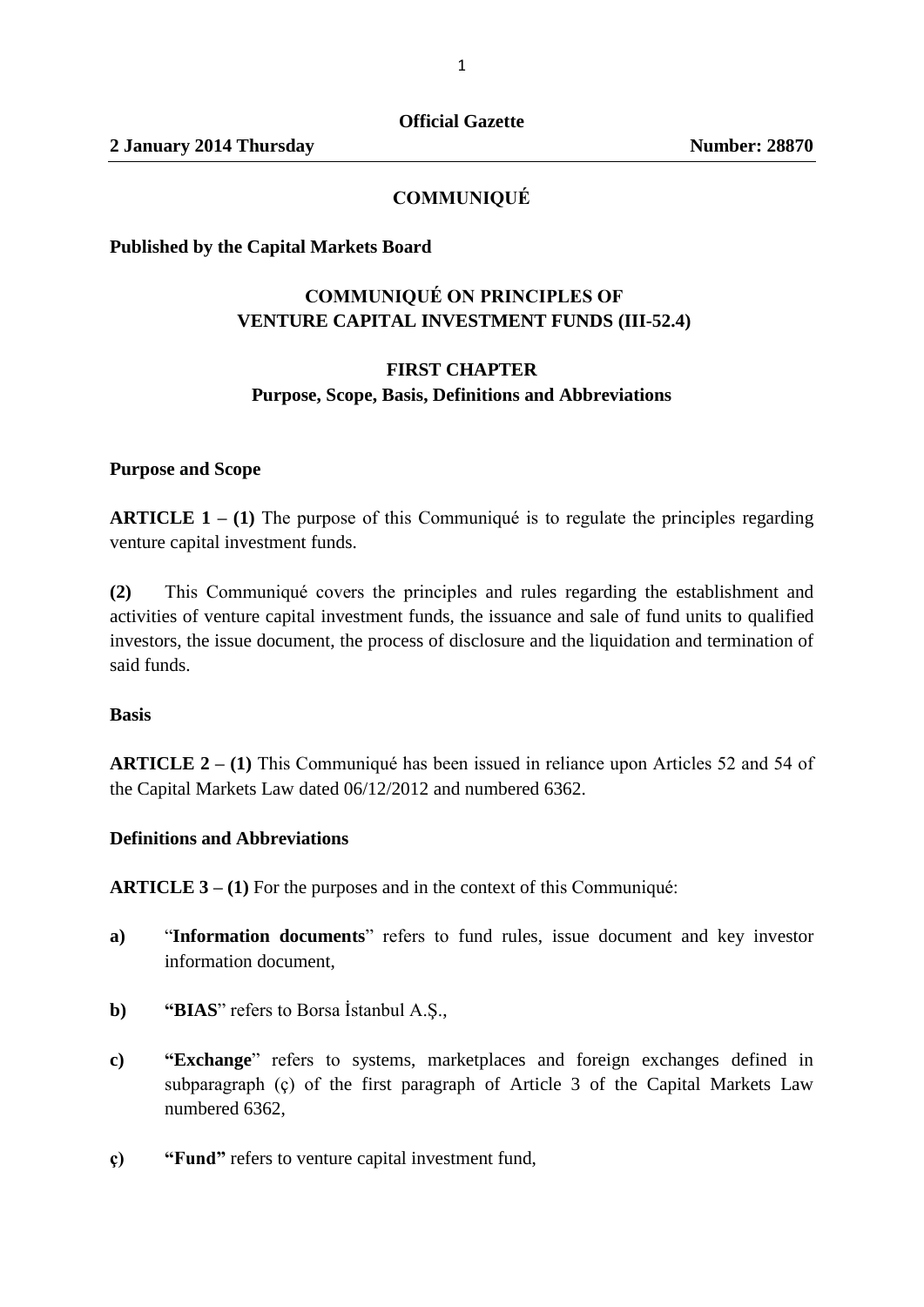**Official Gazette**

**2 January 2014 Thursday** **Number: 28870**

# COMMUNIQUÉ

**Published by the Capital Markets Board**

# COMMUNIQUÉ ON PRINCIPLES OF VENTURE CAPITAL INVESTMENT FUNDS (III-52.4)

## FIRST CHAPTER
## Purpose, Scope, Basis, Definitions and Abbreviations

### Purpose and Scope

**ARTICLE 1 – (1)** The purpose of this Communiqué is to regulate the principles regarding venture capital investment funds.

**(2)** This Communiqué covers the principles and rules regarding the establishment and activities of venture capital investment funds, the issuance and sale of fund units to qualified investors, the issue document, the process of disclosure and the liquidation and termination of said funds.

### Basis

**ARTICLE 2 – (1)** This Communiqué has been issued in reliance upon Articles 52 and 54 of the Capital Markets Law dated 06/12/2012 and numbered 6362.

### Definitions and Abbreviations

**ARTICLE 3 – (1)** For the purposes and in the context of this Communiqué:

**a)** "**Information documents**" refers to fund rules, issue document and key investor information document,

**b)** **"BIAS**" refers to Borsa İstanbul A.Ş.,

**c)** **"Exchange**" refers to systems, marketplaces and foreign exchanges defined in subparagraph (ç) of the first paragraph of Article 3 of the Capital Markets Law numbered 6362,

**ç)** **"Fund"** refers to venture capital investment fund,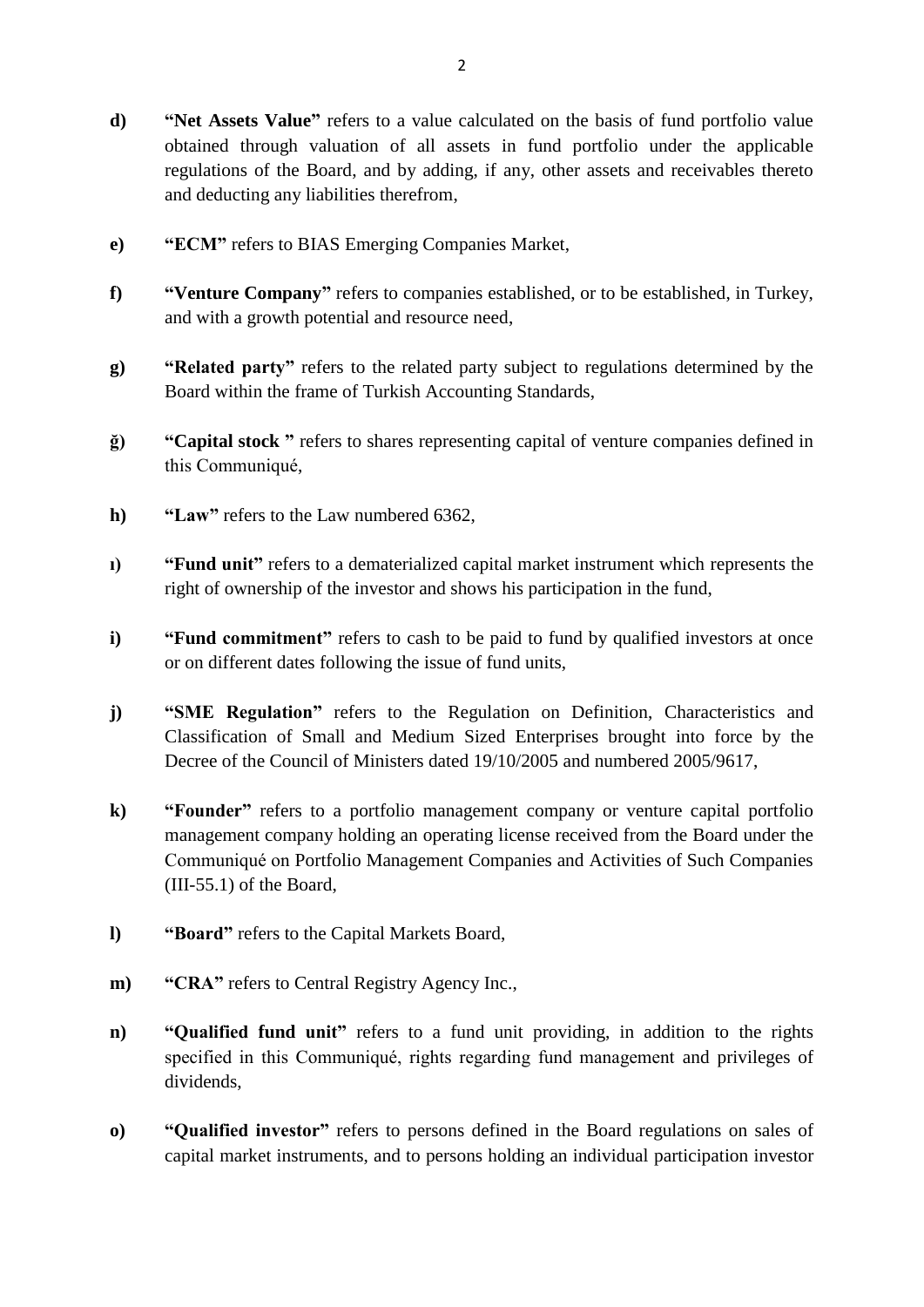**d)** **“Net Assets Value”** refers to a value calculated on the basis of fund portfolio value obtained through valuation of all assets in fund portfolio under the applicable regulations of the Board, and by adding, if any, other assets and receivables thereto and deducting any liabilities therefrom,

**e)** **“ECM”** refers to BIAS Emerging Companies Market,

**f)** **“Venture Company”** refers to companies established, or to be established, in Turkey, and with a growth potential and resource need,

**g)** **“Related party”** refers to the related party subject to regulations determined by the Board within the frame of Turkish Accounting Standards,

**ğ)** **“Capital stock ”** refers to shares representing capital of venture companies defined in this Communiqué,

**h)** **“Law”** refers to the Law numbered 6362,

**ı)** **“Fund unit”** refers to a dematerialized capital market instrument which represents the right of ownership of the investor and shows his participation in the fund,

**i)** **“Fund commitment”** refers to cash to be paid to fund by qualified investors at once or on different dates following the issue of fund units,

**j)** **“SME Regulation”** refers to the Regulation on Definition, Characteristics and Classification of Small and Medium Sized Enterprises brought into force by the Decree of the Council of Ministers dated 19/10/2005 and numbered 2005/9617,

**k)** **“Founder”** refers to a portfolio management company or venture capital portfolio management company holding an operating license received from the Board under the Communiqué on Portfolio Management Companies and Activities of Such Companies (III-55.1) of the Board,

**l)** **“Board”** refers to the Capital Markets Board,

**m)** **“CRA”** refers to Central Registry Agency Inc.,

**n)** **“Qualified fund unit”** refers to a fund unit providing, in addition to the rights specified in this Communiqué, rights regarding fund management and privileges of dividends,

**o)** **“Qualified investor”** refers to persons defined in the Board regulations on sales of capital market instruments, and to persons holding an individual participation investor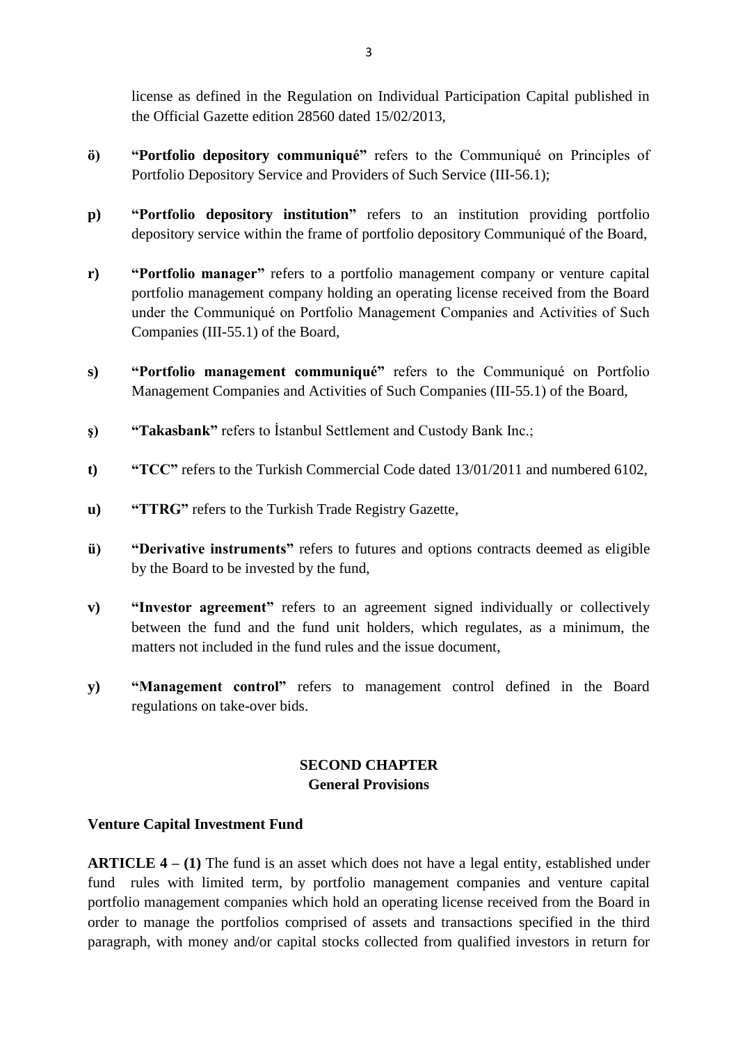license as defined in the Regulation on Individual Participation Capital published in the Official Gazette edition 28560 dated 15/02/2013,

**ö)** **"Portfolio depository communiqué"** refers to the Communiqué on Principles of Portfolio Depository Service and Providers of Such Service (III-56.1);

**p)** **"Portfolio depository institution"** refers to an institution providing portfolio depository service within the frame of portfolio depository Communiqué of the Board,

**r)** **"Portfolio manager"** refers to a portfolio management company or venture capital portfolio management company holding an operating license received from the Board under the Communiqué on Portfolio Management Companies and Activities of Such Companies (III-55.1) of the Board,

**s)** **"Portfolio management communiqué"** refers to the Communiqué on Portfolio Management Companies and Activities of Such Companies (III-55.1) of the Board,

**ş)** **"Takasbank"** refers to İstanbul Settlement and Custody Bank Inc.;

**t)** **"TCC"** refers to the Turkish Commercial Code dated 13/01/2011 and numbered 6102,

**u)** **"TTRG"** refers to the Turkish Trade Registry Gazette,

**ü)** **"Derivative instruments"** refers to futures and options contracts deemed as eligible by the Board to be invested by the fund,

**v)** **"Investor agreement"** refers to an agreement signed individually or collectively between the fund and the fund unit holders, which regulates, as a minimum, the matters not included in the fund rules and the issue document,

**y)** **"Management control"** refers to management control defined in the Board regulations on take-over bids.

## SECOND CHAPTER
## General Provisions

### Venture Capital Investment Fund

**ARTICLE 4 – (1)** The fund is an asset which does not have a legal entity, established under fund rules with limited term, by portfolio management companies and venture capital portfolio management companies which hold an operating license received from the Board in order to manage the portfolios comprised of assets and transactions specified in the third paragraph, with money and/or capital stocks collected from qualified investors in return for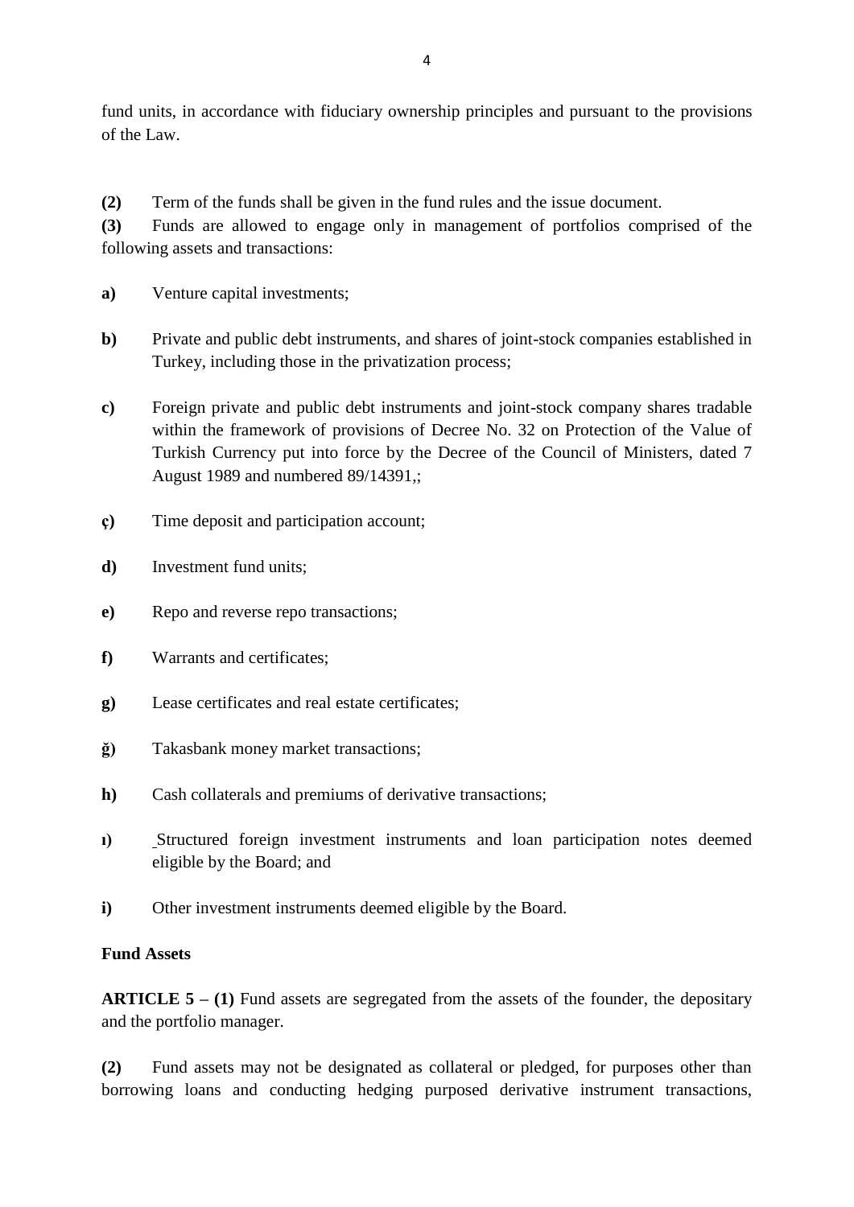fund units, in accordance with fiduciary ownership principles and pursuant to the provisions of the Law.

**(2)** Term of the funds shall be given in the fund rules and the issue document.

**(3)** Funds are allowed to engage only in management of portfolios comprised of the following assets and transactions:

**a)** Venture capital investments;

**b)** Private and public debt instruments, and shares of joint-stock companies established in Turkey, including those in the privatization process;

**c)** Foreign private and public debt instruments and joint-stock company shares tradable within the framework of provisions of Decree No. 32 on Protection of the Value of Turkish Currency put into force by the Decree of the Council of Ministers, dated 7 August 1989 and numbered 89/14391,;

**ç)** Time deposit and participation account;

**d)** Investment fund units;

**e)** Repo and reverse repo transactions;

**f)** Warrants and certificates;

**g)** Lease certificates and real estate certificates;

**ğ)** Takasbank money market transactions;

**h)** Cash collaterals and premiums of derivative transactions;

**ı)** Structured foreign investment instruments and loan participation notes deemed eligible by the Board; and

**i)** Other investment instruments deemed eligible by the Board.

**Fund Assets**

**ARTICLE 5 – (1)** Fund assets are segregated from the assets of the founder, the depositary and the portfolio manager.

**(2)** Fund assets may not be designated as collateral or pledged, for purposes other than borrowing loans and conducting hedging purposed derivative instrument transactions,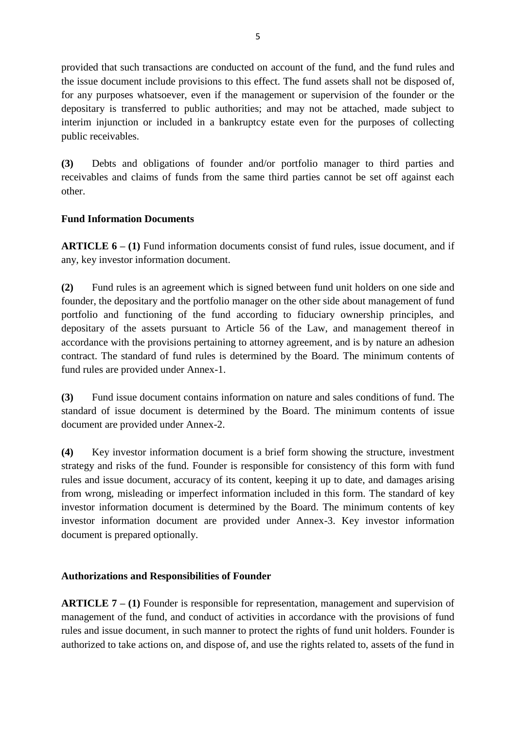provided that such transactions are conducted on account of the fund, and the fund rules and the issue document include provisions to this effect. The fund assets shall not be disposed of, for any purposes whatsoever, even if the management or supervision of the founder or the depositary is transferred to public authorities; and may not be attached, made subject to interim injunction or included in a bankruptcy estate even for the purposes of collecting public receivables.

**(3)** Debts and obligations of founder and/or portfolio manager to third parties and receivables and claims of funds from the same third parties cannot be set off against each other.

**Fund Information Documents**

**ARTICLE 6 – (1)** Fund information documents consist of fund rules, issue document, and if any, key investor information document.

**(2)** Fund rules is an agreement which is signed between fund unit holders on one side and founder, the depositary and the portfolio manager on the other side about management of fund portfolio and functioning of the fund according to fiduciary ownership principles, and depositary of the assets pursuant to Article 56 of the Law, and management thereof in accordance with the provisions pertaining to attorney agreement, and is by nature an adhesion contract. The standard of fund rules is determined by the Board. The minimum contents of fund rules are provided under Annex-1.

**(3)** Fund issue document contains information on nature and sales conditions of fund. The standard of issue document is determined by the Board. The minimum contents of issue document are provided under Annex-2.

**(4)** Key investor information document is a brief form showing the structure, investment strategy and risks of the fund. Founder is responsible for consistency of this form with fund rules and issue document, accuracy of its content, keeping it up to date, and damages arising from wrong, misleading or imperfect information included in this form. The standard of key investor information document is determined by the Board. The minimum contents of key investor information document are provided under Annex-3. Key investor information document is prepared optionally.

**Authorizations and Responsibilities of Founder**

**ARTICLE 7 – (1)** Founder is responsible for representation, management and supervision of management of the fund, and conduct of activities in accordance with the provisions of fund rules and issue document, in such manner to protect the rights of fund unit holders. Founder is authorized to take actions on, and dispose of, and use the rights related to, assets of the fund in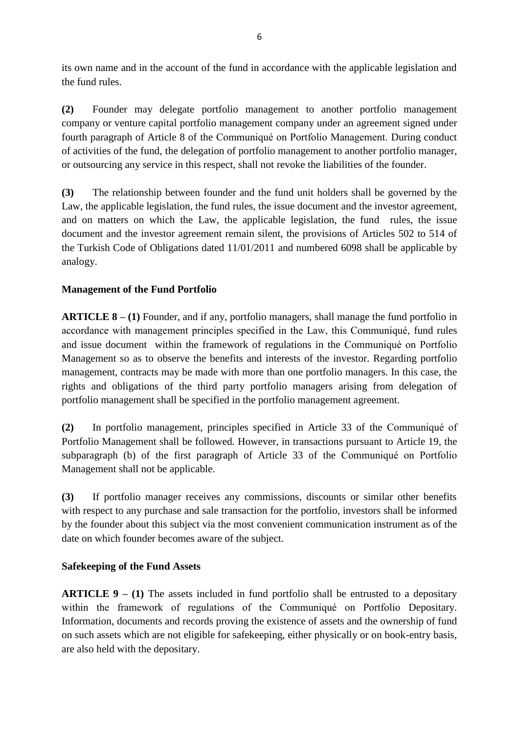its own name and in the account of the fund in accordance with the applicable legislation and the fund rules.

**(2)** Founder may delegate portfolio management to another portfolio management company or venture capital portfolio management company under an agreement signed under fourth paragraph of Article 8 of the Communiqué on Portfolio Management. During conduct of activities of the fund, the delegation of portfolio management to another portfolio manager, or outsourcing any service in this respect, shall not revoke the liabilities of the founder.

**(3)** The relationship between founder and the fund unit holders shall be governed by the Law, the applicable legislation, the fund rules, the issue document and the investor agreement, and on matters on which the Law, the applicable legislation, the fund rules, the issue document and the investor agreement remain silent, the provisions of Articles 502 to 514 of the Turkish Code of Obligations dated 11/01/2011 and numbered 6098 shall be applicable by analogy.

**Management of the Fund Portfolio**

**ARTICLE 8 – (1)** Founder, and if any, portfolio managers, shall manage the fund portfolio in accordance with management principles specified in the Law, this Communiqué, fund rules and issue document within the framework of regulations in the Communiqué on Portfolio Management so as to observe the benefits and interests of the investor. Regarding portfolio management, contracts may be made with more than one portfolio managers. In this case, the rights and obligations of the third party portfolio managers arising from delegation of portfolio management shall be specified in the portfolio management agreement.

**(2)** In portfolio management, principles specified in Article 33 of the Communiqué of Portfolio Management shall be followed. However, in transactions pursuant to Article 19, the subparagraph (b) of the first paragraph of Article 33 of the Communiqué on Portfolio Management shall not be applicable.

**(3)** If portfolio manager receives any commissions, discounts or similar other benefits with respect to any purchase and sale transaction for the portfolio, investors shall be informed by the founder about this subject via the most convenient communication instrument as of the date on which founder becomes aware of the subject.

**Safekeeping of the Fund Assets**

**ARTICLE 9 – (1)** The assets included in fund portfolio shall be entrusted to a depositary within the framework of regulations of the Communiqué on Portfolio Depositary. Information, documents and records proving the existence of assets and the ownership of fund on such assets which are not eligible for safekeeping, either physically or on book-entry basis, are also held with the depositary.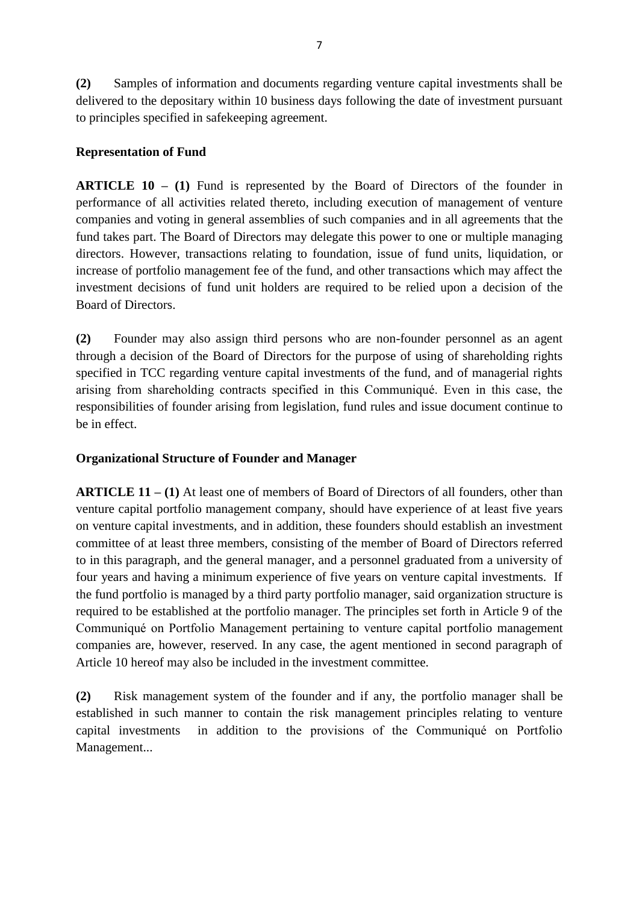**(2)** Samples of information and documents regarding venture capital investments shall be delivered to the depositary within 10 business days following the date of investment pursuant to principles specified in safekeeping agreement.

**Representation of Fund**

**ARTICLE 10 – (1)** Fund is represented by the Board of Directors of the founder in performance of all activities related thereto, including execution of management of venture companies and voting in general assemblies of such companies and in all agreements that the fund takes part. The Board of Directors may delegate this power to one or multiple managing directors. However, transactions relating to foundation, issue of fund units, liquidation, or increase of portfolio management fee of the fund, and other transactions which may affect the investment decisions of fund unit holders are required to be relied upon a decision of the Board of Directors.

**(2)** Founder may also assign third persons who are non-founder personnel as an agent through a decision of the Board of Directors for the purpose of using of shareholding rights specified in TCC regarding venture capital investments of the fund, and of managerial rights arising from shareholding contracts specified in this Communiqué. Even in this case, the responsibilities of founder arising from legislation, fund rules and issue document continue to be in effect.

**Organizational Structure of Founder and Manager**

**ARTICLE 11 – (1)** At least one of members of Board of Directors of all founders, other than venture capital portfolio management company, should have experience of at least five years on venture capital investments, and in addition, these founders should establish an investment committee of at least three members, consisting of the member of Board of Directors referred to in this paragraph, and the general manager, and a personnel graduated from a university of four years and having a minimum experience of five years on venture capital investments. If the fund portfolio is managed by a third party portfolio manager, said organization structure is required to be established at the portfolio manager. The principles set forth in Article 9 of the Communiqué on Portfolio Management pertaining to venture capital portfolio management companies are, however, reserved. In any case, the agent mentioned in second paragraph of Article 10 hereof may also be included in the investment committee.

**(2)** Risk management system of the founder and if any, the portfolio manager shall be established in such manner to contain the risk management principles relating to venture capital investments in addition to the provisions of the Communiqué on Portfolio Management...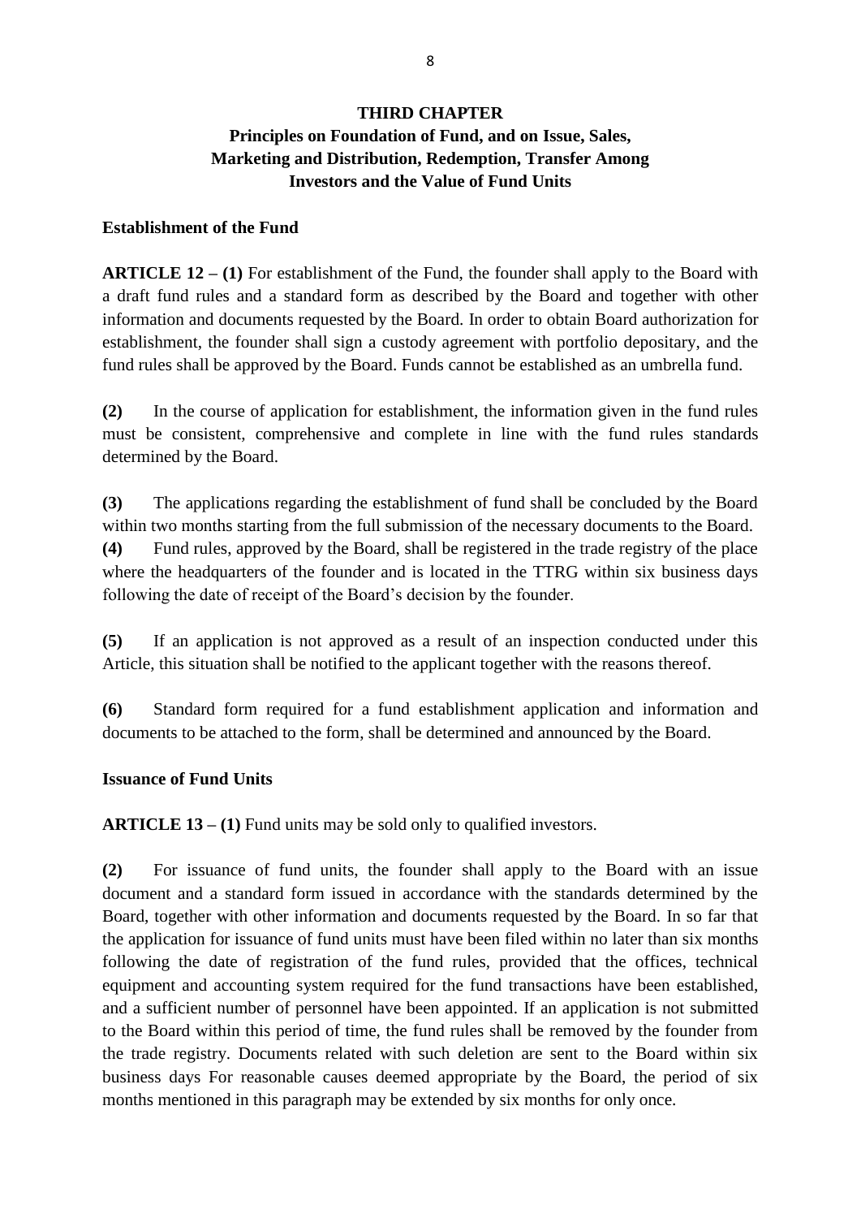## THIRD CHAPTER

## Principles on Foundation of Fund, and on Issue, Sales, Marketing and Distribution, Redemption, Transfer Among Investors and the Value of Fund Units

### Establishment of the Fund

**ARTICLE 12 – (1)** For establishment of the Fund, the founder shall apply to the Board with a draft fund rules and a standard form as described by the Board and together with other information and documents requested by the Board. In order to obtain Board authorization for establishment, the founder shall sign a custody agreement with portfolio depositary, and the fund rules shall be approved by the Board. Funds cannot be established as an umbrella fund.

**(2)** In the course of application for establishment, the information given in the fund rules must be consistent, comprehensive and complete in line with the fund rules standards determined by the Board.

**(3)** The applications regarding the establishment of fund shall be concluded by the Board within two months starting from the full submission of the necessary documents to the Board.

**(4)** Fund rules, approved by the Board, shall be registered in the trade registry of the place where the headquarters of the founder and is located in the TTRG within six business days following the date of receipt of the Board's decision by the founder.

**(5)** If an application is not approved as a result of an inspection conducted under this Article, this situation shall be notified to the applicant together with the reasons thereof.

**(6)** Standard form required for a fund establishment application and information and documents to be attached to the form, shall be determined and announced by the Board.

### Issuance of Fund Units

**ARTICLE 13 – (1)** Fund units may be sold only to qualified investors.

**(2)** For issuance of fund units, the founder shall apply to the Board with an issue document and a standard form issued in accordance with the standards determined by the Board, together with other information and documents requested by the Board. In so far that the application for issuance of fund units must have been filed within no later than six months following the date of registration of the fund rules, provided that the offices, technical equipment and accounting system required for the fund transactions have been established, and a sufficient number of personnel have been appointed. If an application is not submitted to the Board within this period of time, the fund rules shall be removed by the founder from the trade registry. Documents related with such deletion are sent to the Board within six business days For reasonable causes deemed appropriate by the Board, the period of six months mentioned in this paragraph may be extended by six months for only once.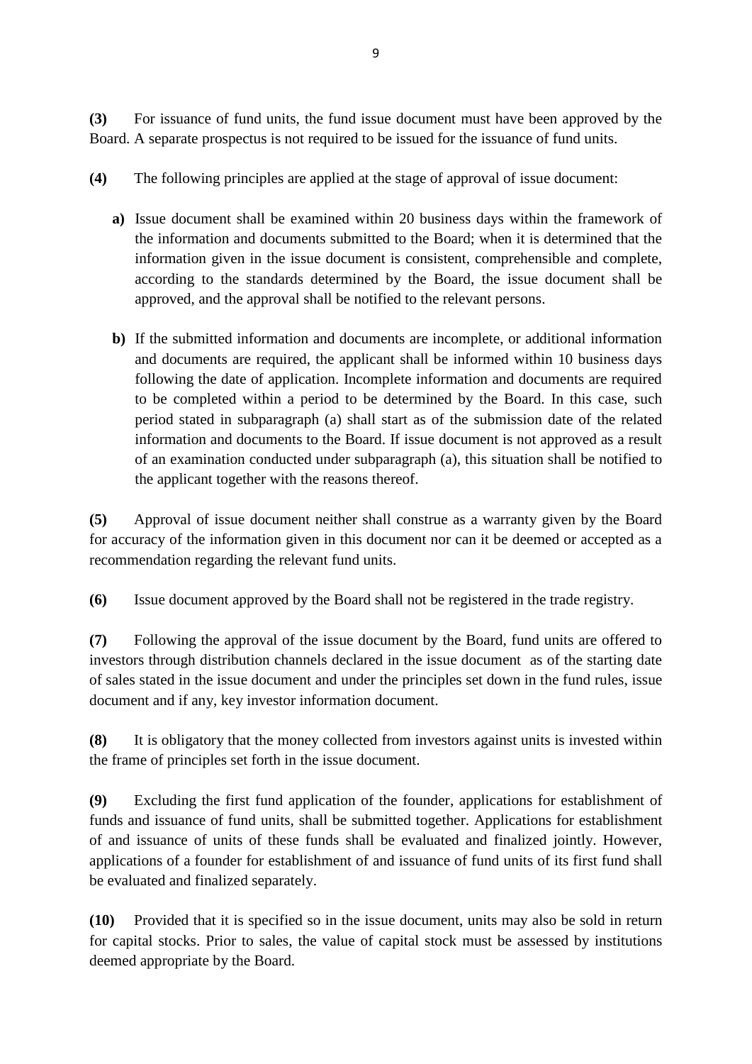**(3)** For issuance of fund units, the fund issue document must have been approved by the Board. A separate prospectus is not required to be issued for the issuance of fund units.

**(4)** The following principles are applied at the stage of approval of issue document:

**a)** Issue document shall be examined within 20 business days within the framework of the information and documents submitted to the Board; when it is determined that the information given in the issue document is consistent, comprehensible and complete, according to the standards determined by the Board, the issue document shall be approved, and the approval shall be notified to the relevant persons.

**b)** If the submitted information and documents are incomplete, or additional information and documents are required, the applicant shall be informed within 10 business days following the date of application. Incomplete information and documents are required to be completed within a period to be determined by the Board. In this case, such period stated in subparagraph (a) shall start as of the submission date of the related information and documents to the Board. If issue document is not approved as a result of an examination conducted under subparagraph (a), this situation shall be notified to the applicant together with the reasons thereof.

**(5)** Approval of issue document neither shall construe as a warranty given by the Board for accuracy of the information given in this document nor can it be deemed or accepted as a recommendation regarding the relevant fund units.

**(6)** Issue document approved by the Board shall not be registered in the trade registry.

**(7)** Following the approval of the issue document by the Board, fund units are offered to investors through distribution channels declared in the issue document as of the starting date of sales stated in the issue document and under the principles set down in the fund rules, issue document and if any, key investor information document.

**(8)** It is obligatory that the money collected from investors against units is invested within the frame of principles set forth in the issue document.

**(9)** Excluding the first fund application of the founder, applications for establishment of funds and issuance of fund units, shall be submitted together. Applications for establishment of and issuance of units of these funds shall be evaluated and finalized jointly. However, applications of a founder for establishment of and issuance of fund units of its first fund shall be evaluated and finalized separately.

**(10)** Provided that it is specified so in the issue document, units may also be sold in return for capital stocks. Prior to sales, the value of capital stock must be assessed by institutions deemed appropriate by the Board.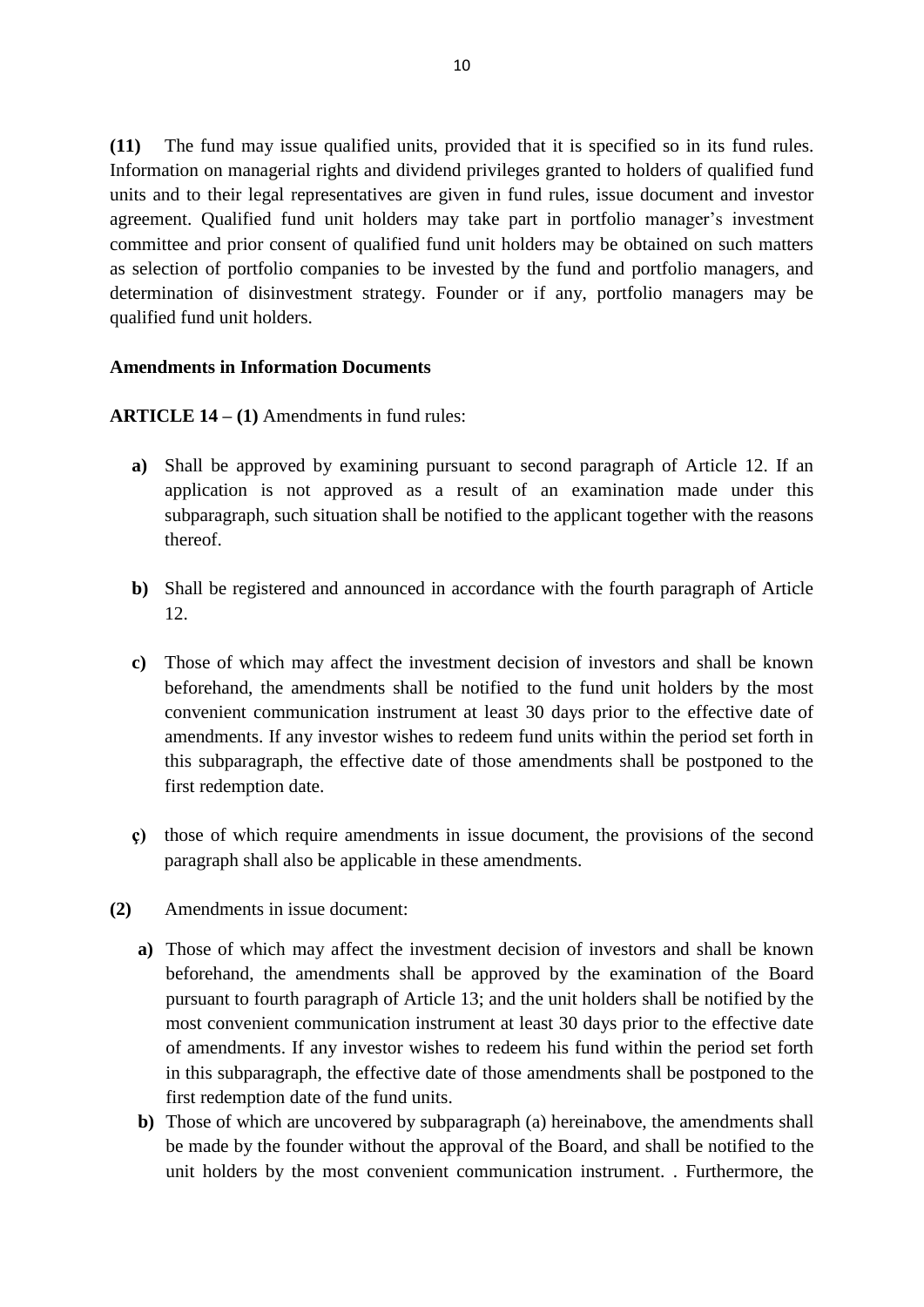**(11)** The fund may issue qualified units, provided that it is specified so in its fund rules. Information on managerial rights and dividend privileges granted to holders of qualified fund units and to their legal representatives are given in fund rules, issue document and investor agreement. Qualified fund unit holders may take part in portfolio manager's investment committee and prior consent of qualified fund unit holders may be obtained on such matters as selection of portfolio companies to be invested by the fund and portfolio managers, and determination of disinvestment strategy. Founder or if any, portfolio managers may be qualified fund unit holders.

**Amendments in Information Documents**

**ARTICLE 14 – (1)** Amendments in fund rules:

- **a)** Shall be approved by examining pursuant to second paragraph of Article 12. If an application is not approved as a result of an examination made under this subparagraph, such situation shall be notified to the applicant together with the reasons thereof.

- **b)** Shall be registered and announced in accordance with the fourth paragraph of Article 12.

- **c)** Those of which may affect the investment decision of investors and shall be known beforehand, the amendments shall be notified to the fund unit holders by the most convenient communication instrument at least 30 days prior to the effective date of amendments. If any investor wishes to redeem fund units within the period set forth in this subparagraph, the effective date of those amendments shall be postponed to the first redemption date.

- **ç)** those of which require amendments in issue document, the provisions of the second paragraph shall also be applicable in these amendments.

**(2)** Amendments in issue document:

- **a)** Those of which may affect the investment decision of investors and shall be known beforehand, the amendments shall be approved by the examination of the Board pursuant to fourth paragraph of Article 13; and the unit holders shall be notified by the most convenient communication instrument at least 30 days prior to the effective date of amendments. If any investor wishes to redeem his fund within the period set forth in this subparagraph, the effective date of those amendments shall be postponed to the first redemption date of the fund units.
- **b)** Those of which are uncovered by subparagraph (a) hereinabove, the amendments shall be made by the founder without the approval of the Board, and shall be notified to the unit holders by the most convenient communication instrument. . Furthermore, the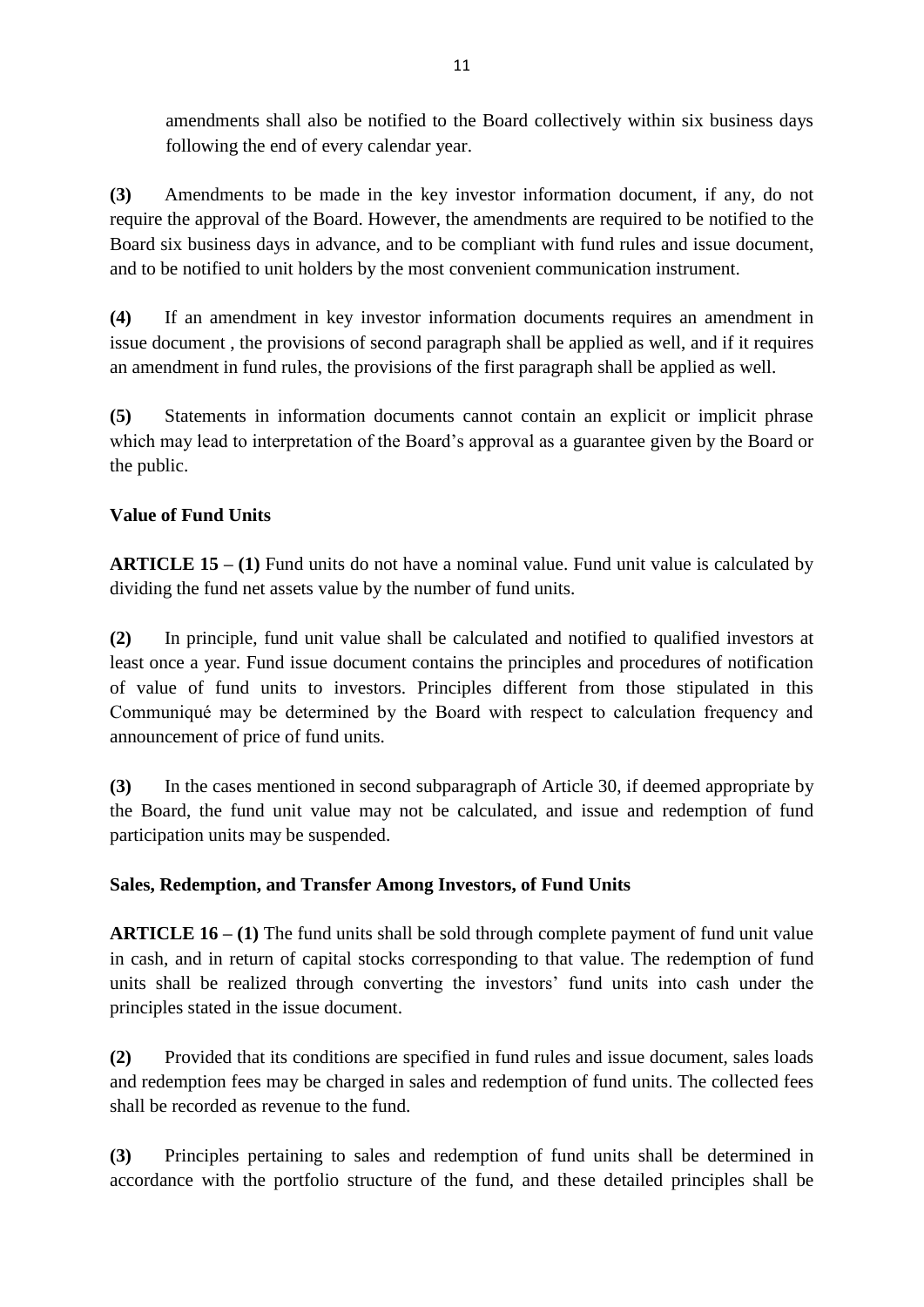amendments shall also be notified to the Board collectively within six business days following the end of every calendar year.

**(3)** Amendments to be made in the key investor information document, if any, do not require the approval of the Board. However, the amendments are required to be notified to the Board six business days in advance, and to be compliant with fund rules and issue document, and to be notified to unit holders by the most convenient communication instrument.

**(4)** If an amendment in key investor information documents requires an amendment in issue document , the provisions of second paragraph shall be applied as well, and if it requires an amendment in fund rules, the provisions of the first paragraph shall be applied as well.

**(5)** Statements in information documents cannot contain an explicit or implicit phrase which may lead to interpretation of the Board's approval as a guarantee given by the Board or the public.

**Value of Fund Units**

**ARTICLE 15 – (1)** Fund units do not have a nominal value. Fund unit value is calculated by dividing the fund net assets value by the number of fund units.

**(2)** In principle, fund unit value shall be calculated and notified to qualified investors at least once a year. Fund issue document contains the principles and procedures of notification of value of fund units to investors. Principles different from those stipulated in this Communiqué may be determined by the Board with respect to calculation frequency and announcement of price of fund units.

**(3)** In the cases mentioned in second subparagraph of Article 30, if deemed appropriate by the Board, the fund unit value may not be calculated, and issue and redemption of fund participation units may be suspended.

**Sales, Redemption, and Transfer Among Investors, of Fund Units**

**ARTICLE 16 – (1)** The fund units shall be sold through complete payment of fund unit value in cash, and in return of capital stocks corresponding to that value. The redemption of fund units shall be realized through converting the investors' fund units into cash under the principles stated in the issue document.

**(2)** Provided that its conditions are specified in fund rules and issue document, sales loads and redemption fees may be charged in sales and redemption of fund units. The collected fees shall be recorded as revenue to the fund.

**(3)** Principles pertaining to sales and redemption of fund units shall be determined in accordance with the portfolio structure of the fund, and these detailed principles shall be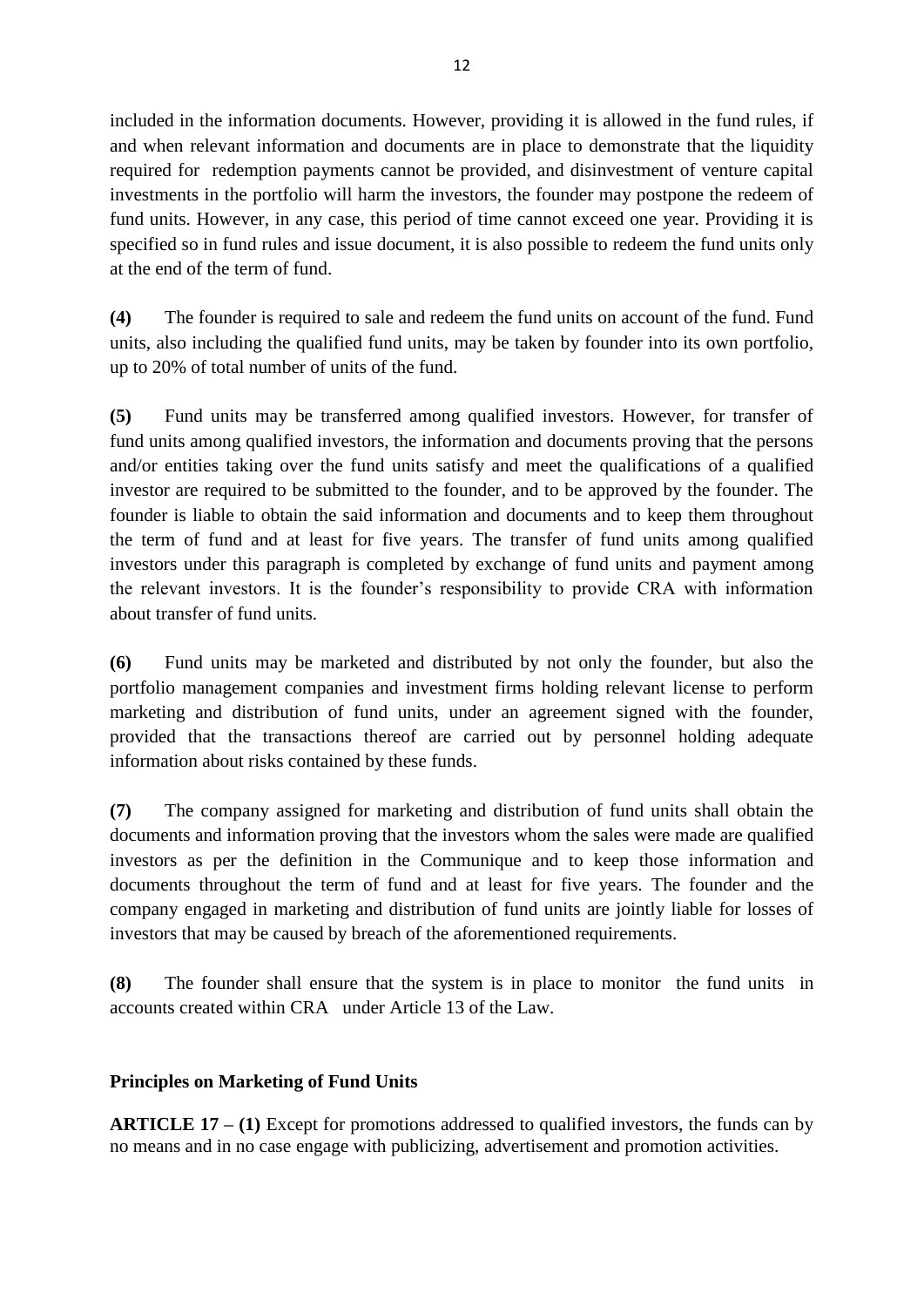included in the information documents. However, providing it is allowed in the fund rules, if and when relevant information and documents are in place to demonstrate that the liquidity required for redemption payments cannot be provided, and disinvestment of venture capital investments in the portfolio will harm the investors, the founder may postpone the redeem of fund units. However, in any case, this period of time cannot exceed one year. Providing it is specified so in fund rules and issue document, it is also possible to redeem the fund units only at the end of the term of fund.

**(4)** The founder is required to sale and redeem the fund units on account of the fund. Fund units, also including the qualified fund units, may be taken by founder into its own portfolio, up to 20% of total number of units of the fund.

**(5)** Fund units may be transferred among qualified investors. However, for transfer of fund units among qualified investors, the information and documents proving that the persons and/or entities taking over the fund units satisfy and meet the qualifications of a qualified investor are required to be submitted to the founder, and to be approved by the founder. The founder is liable to obtain the said information and documents and to keep them throughout the term of fund and at least for five years. The transfer of fund units among qualified investors under this paragraph is completed by exchange of fund units and payment among the relevant investors. It is the founder's responsibility to provide CRA with information about transfer of fund units.

**(6)** Fund units may be marketed and distributed by not only the founder, but also the portfolio management companies and investment firms holding relevant license to perform marketing and distribution of fund units, under an agreement signed with the founder, provided that the transactions thereof are carried out by personnel holding adequate information about risks contained by these funds.

**(7)** The company assigned for marketing and distribution of fund units shall obtain the documents and information proving that the investors whom the sales were made are qualified investors as per the definition in the Communique and to keep those information and documents throughout the term of fund and at least for five years. The founder and the company engaged in marketing and distribution of fund units are jointly liable for losses of investors that may be caused by breach of the aforementioned requirements.

**(8)** The founder shall ensure that the system is in place to monitor the fund units in accounts created within CRA under Article 13 of the Law.

### Principles on Marketing of Fund Units

**ARTICLE 17 – (1)** Except for promotions addressed to qualified investors, the funds can by no means and in no case engage with publicizing, advertisement and promotion activities.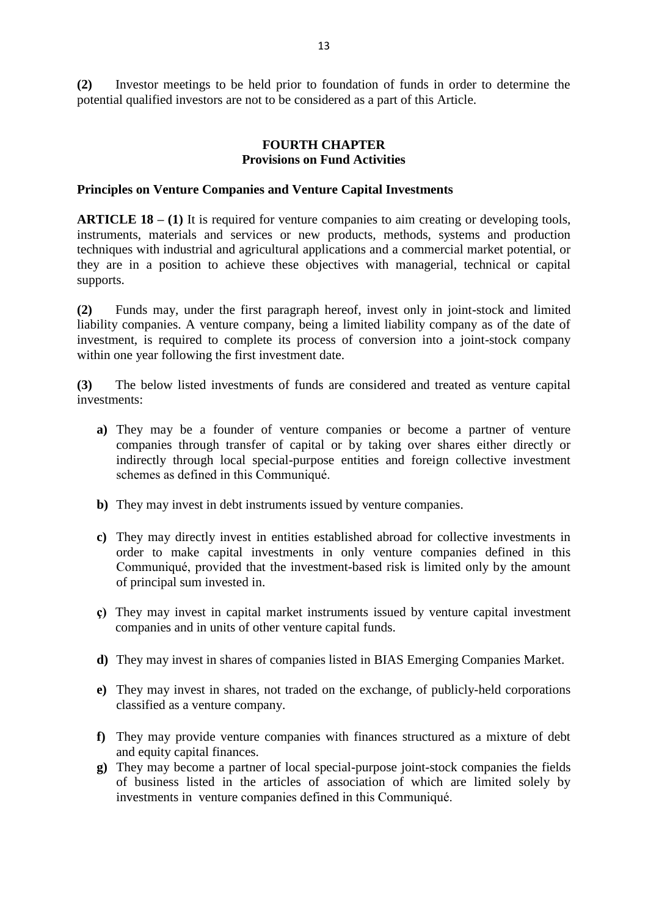**(2)** Investor meetings to be held prior to foundation of funds in order to determine the potential qualified investors are not to be considered as a part of this Article.

## FOURTH CHAPTER
## Provisions on Fund Activities

**Principles on Venture Companies and Venture Capital Investments**

**ARTICLE 18 – (1)** It is required for venture companies to aim creating or developing tools, instruments, materials and services or new products, methods, systems and production techniques with industrial and agricultural applications and a commercial market potential, or they are in a position to achieve these objectives with managerial, technical or capital supports.

**(2)** Funds may, under the first paragraph hereof, invest only in joint-stock and limited liability companies. A venture company, being a limited liability company as of the date of investment, is required to complete its process of conversion into a joint-stock company within one year following the first investment date.

**(3)** The below listed investments of funds are considered and treated as venture capital investments:

- **a)** They may be a founder of venture companies or become a partner of venture companies through transfer of capital or by taking over shares either directly or indirectly through local special-purpose entities and foreign collective investment schemes as defined in this Communiqué.
- **b)** They may invest in debt instruments issued by venture companies.
- **c)** They may directly invest in entities established abroad for collective investments in order to make capital investments in only venture companies defined in this Communiqué, provided that the investment-based risk is limited only by the amount of principal sum invested in.
- **ç)** They may invest in capital market instruments issued by venture capital investment companies and in units of other venture capital funds.
- **d)** They may invest in shares of companies listed in BIAS Emerging Companies Market.
- **e)** They may invest in shares, not traded on the exchange, of publicly-held corporations classified as a venture company.
- **f)** They may provide venture companies with finances structured as a mixture of debt and equity capital finances.
- **g)** They may become a partner of local special-purpose joint-stock companies the fields of business listed in the articles of association of which are limited solely by investments in venture companies defined in this Communiqué.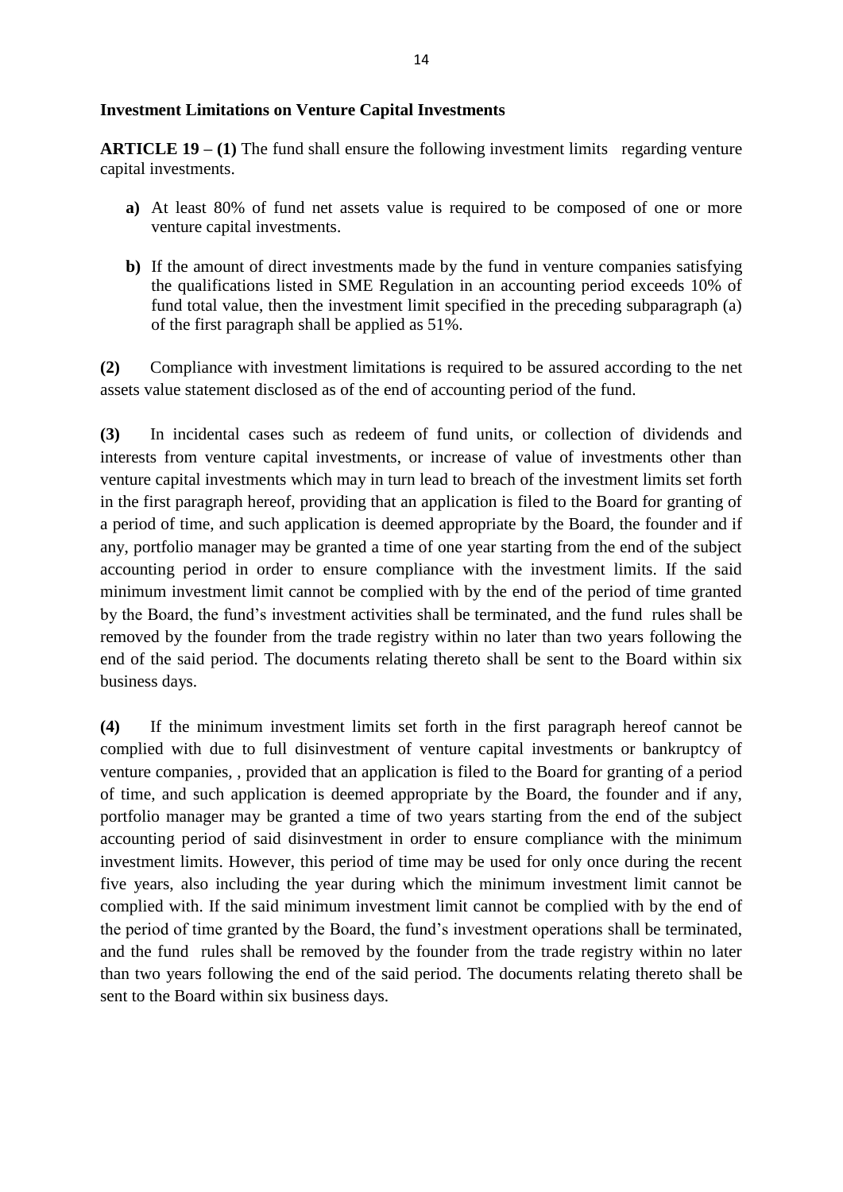**Investment Limitations on Venture Capital Investments**

**ARTICLE 19 – (1)** The fund shall ensure the following investment limits regarding venture capital investments.

- **a)** At least 80% of fund net assets value is required to be composed of one or more venture capital investments.

- **b)** If the amount of direct investments made by the fund in venture companies satisfying the qualifications listed in SME Regulation in an accounting period exceeds 10% of fund total value, then the investment limit specified in the preceding subparagraph (a) of the first paragraph shall be applied as 51%.

**(2)** Compliance with investment limitations is required to be assured according to the net assets value statement disclosed as of the end of accounting period of the fund.

**(3)** In incidental cases such as redeem of fund units, or collection of dividends and interests from venture capital investments, or increase of value of investments other than venture capital investments which may in turn lead to breach of the investment limits set forth in the first paragraph hereof, providing that an application is filed to the Board for granting of a period of time, and such application is deemed appropriate by the Board, the founder and if any, portfolio manager may be granted a time of one year starting from the end of the subject accounting period in order to ensure compliance with the investment limits. If the said minimum investment limit cannot be complied with by the end of the period of time granted by the Board, the fund's investment activities shall be terminated, and the fund rules shall be removed by the founder from the trade registry within no later than two years following the end of the said period. The documents relating thereto shall be sent to the Board within six business days.

**(4)** If the minimum investment limits set forth in the first paragraph hereof cannot be complied with due to full disinvestment of venture capital investments or bankruptcy of venture companies, , provided that an application is filed to the Board for granting of a period of time, and such application is deemed appropriate by the Board, the founder and if any, portfolio manager may be granted a time of two years starting from the end of the subject accounting period of said disinvestment in order to ensure compliance with the minimum investment limits. However, this period of time may be used for only once during the recent five years, also including the year during which the minimum investment limit cannot be complied with. If the said minimum investment limit cannot be complied with by the end of the period of time granted by the Board, the fund's investment operations shall be terminated, and the fund rules shall be removed by the founder from the trade registry within no later than two years following the end of the said period. The documents relating thereto shall be sent to the Board within six business days.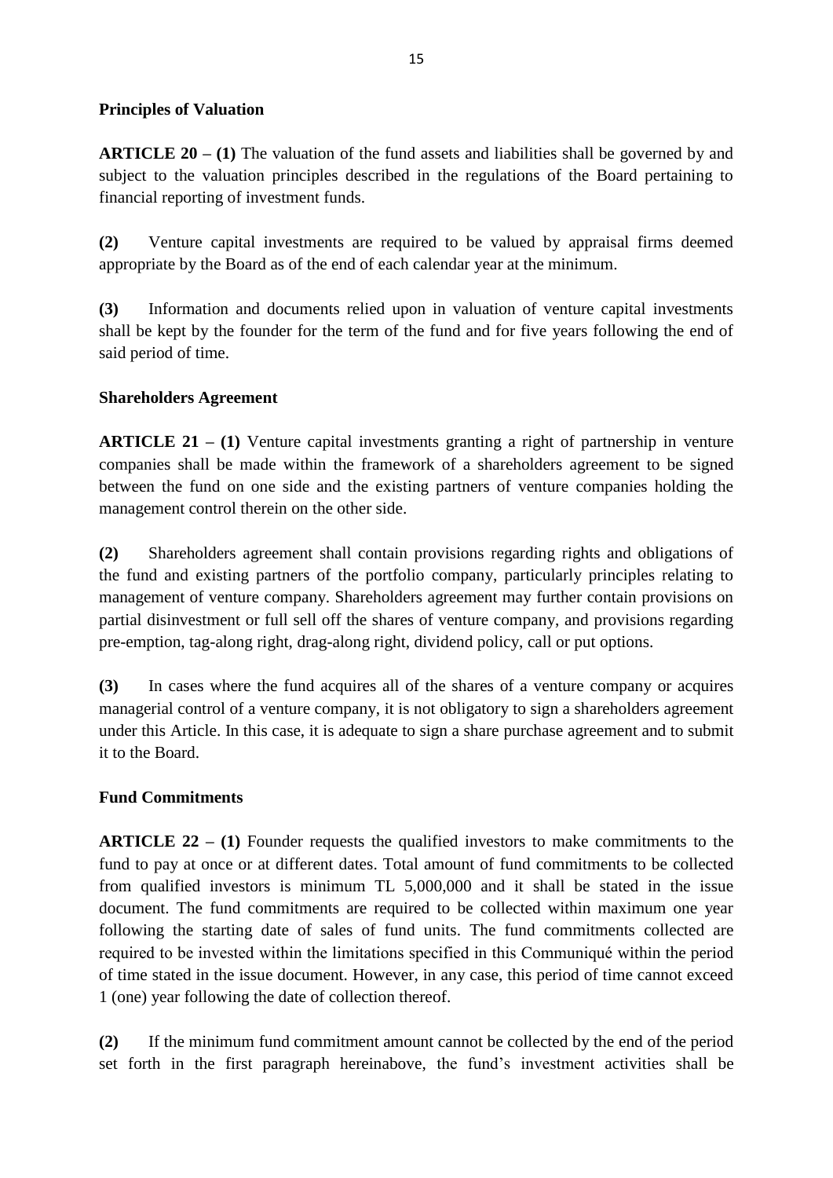**Principles of Valuation**

**ARTICLE 20 – (1)** The valuation of the fund assets and liabilities shall be governed by and subject to the valuation principles described in the regulations of the Board pertaining to financial reporting of investment funds.

**(2)** Venture capital investments are required to be valued by appraisal firms deemed appropriate by the Board as of the end of each calendar year at the minimum.

**(3)** Information and documents relied upon in valuation of venture capital investments shall be kept by the founder for the term of the fund and for five years following the end of said period of time.

**Shareholders Agreement**

**ARTICLE 21 – (1)** Venture capital investments granting a right of partnership in venture companies shall be made within the framework of a shareholders agreement to be signed between the fund on one side and the existing partners of venture companies holding the management control therein on the other side.

**(2)** Shareholders agreement shall contain provisions regarding rights and obligations of the fund and existing partners of the portfolio company, particularly principles relating to management of venture company. Shareholders agreement may further contain provisions on partial disinvestment or full sell off the shares of venture company, and provisions regarding pre-emption, tag-along right, drag-along right, dividend policy, call or put options.

**(3)** In cases where the fund acquires all of the shares of a venture company or acquires managerial control of a venture company, it is not obligatory to sign a shareholders agreement under this Article. In this case, it is adequate to sign a share purchase agreement and to submit it to the Board.

**Fund Commitments**

**ARTICLE 22 – (1)** Founder requests the qualified investors to make commitments to the fund to pay at once or at different dates. Total amount of fund commitments to be collected from qualified investors is minimum TL 5,000,000 and it shall be stated in the issue document. The fund commitments are required to be collected within maximum one year following the starting date of sales of fund units. The fund commitments collected are required to be invested within the limitations specified in this Communiqué within the period of time stated in the issue document. However, in any case, this period of time cannot exceed 1 (one) year following the date of collection thereof.

**(2)** If the minimum fund commitment amount cannot be collected by the end of the period set forth in the first paragraph hereinabove, the fund's investment activities shall be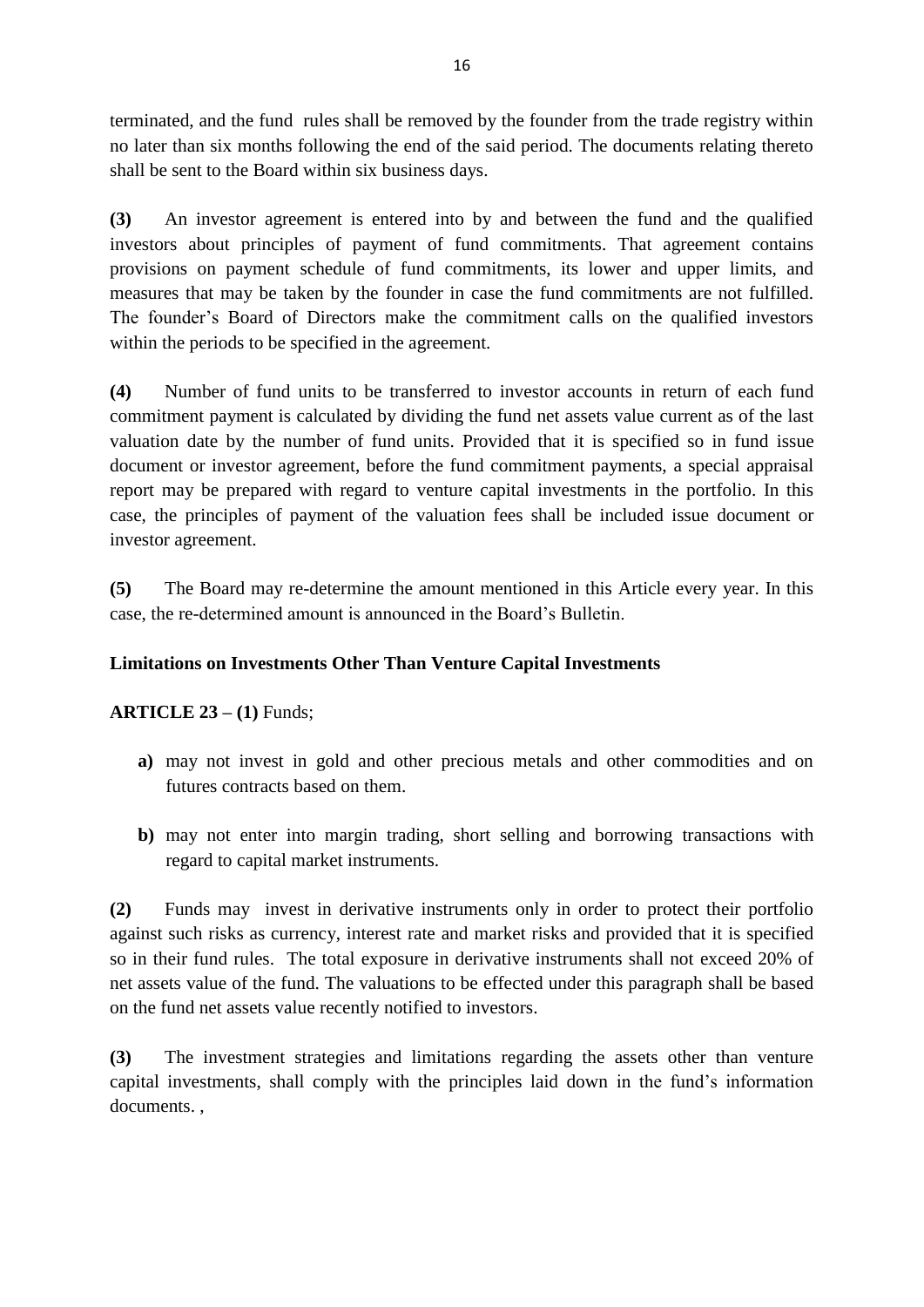terminated, and the fund rules shall be removed by the founder from the trade registry within no later than six months following the end of the said period. The documents relating thereto shall be sent to the Board within six business days.

**(3)** An investor agreement is entered into by and between the fund and the qualified investors about principles of payment of fund commitments. That agreement contains provisions on payment schedule of fund commitments, its lower and upper limits, and measures that may be taken by the founder in case the fund commitments are not fulfilled. The founder's Board of Directors make the commitment calls on the qualified investors within the periods to be specified in the agreement.

**(4)** Number of fund units to be transferred to investor accounts in return of each fund commitment payment is calculated by dividing the fund net assets value current as of the last valuation date by the number of fund units. Provided that it is specified so in fund issue document or investor agreement, before the fund commitment payments, a special appraisal report may be prepared with regard to venture capital investments in the portfolio. In this case, the principles of payment of the valuation fees shall be included issue document or investor agreement.

**(5)** The Board may re-determine the amount mentioned in this Article every year. In this case, the re-determined amount is announced in the Board's Bulletin.

**Limitations on Investments Other Than Venture Capital Investments**

**ARTICLE 23 – (1)** Funds;

- **a)** may not invest in gold and other precious metals and other commodities and on futures contracts based on them.
- **b)** may not enter into margin trading, short selling and borrowing transactions with regard to capital market instruments.

**(2)** Funds may invest in derivative instruments only in order to protect their portfolio against such risks as currency, interest rate and market risks and provided that it is specified so in their fund rules. The total exposure in derivative instruments shall not exceed 20% of net assets value of the fund. The valuations to be effected under this paragraph shall be based on the fund net assets value recently notified to investors.

**(3)** The investment strategies and limitations regarding the assets other than venture capital investments, shall comply with the principles laid down in the fund's information documents. ,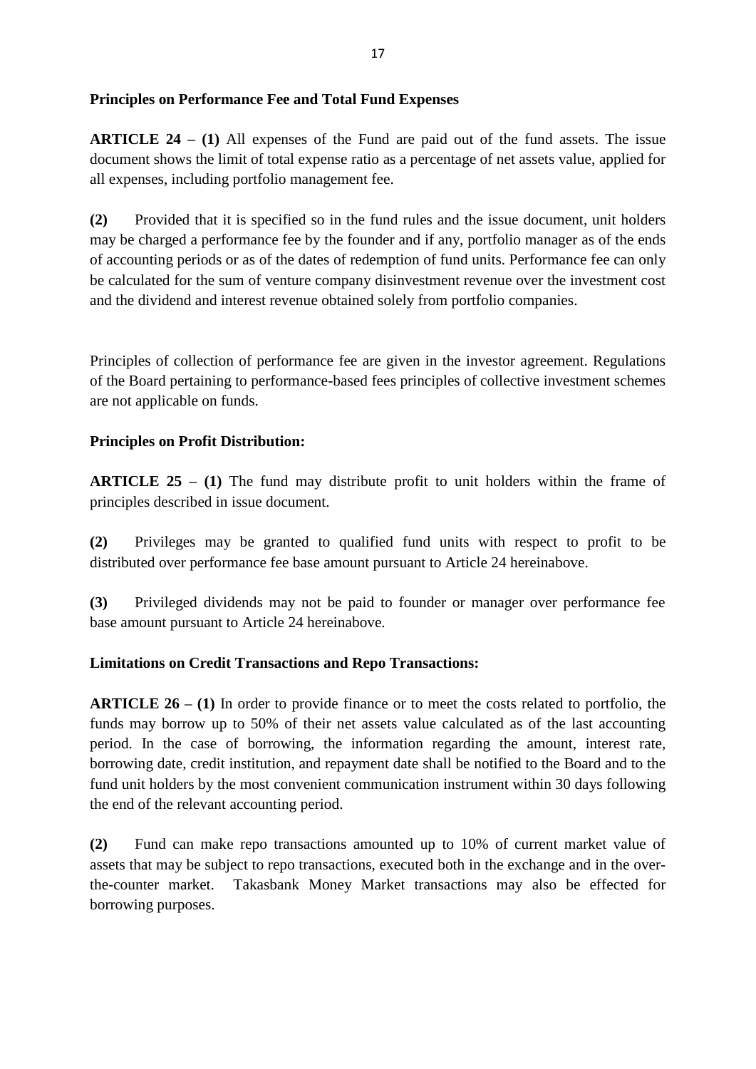**Principles on Performance Fee and Total Fund Expenses**

**ARTICLE 24 – (1)** All expenses of the Fund are paid out of the fund assets. The issue document shows the limit of total expense ratio as a percentage of net assets value, applied for all expenses, including portfolio management fee.

**(2)** Provided that it is specified so in the fund rules and the issue document, unit holders may be charged a performance fee by the founder and if any, portfolio manager as of the ends of accounting periods or as of the dates of redemption of fund units. Performance fee can only be calculated for the sum of venture company disinvestment revenue over the investment cost and the dividend and interest revenue obtained solely from portfolio companies.

Principles of collection of performance fee are given in the investor agreement. Regulations of the Board pertaining to performance-based fees principles of collective investment schemes are not applicable on funds.

**Principles on Profit Distribution:**

**ARTICLE 25 – (1)** The fund may distribute profit to unit holders within the frame of principles described in issue document.

**(2)** Privileges may be granted to qualified fund units with respect to profit to be distributed over performance fee base amount pursuant to Article 24 hereinabove.

**(3)** Privileged dividends may not be paid to founder or manager over performance fee base amount pursuant to Article 24 hereinabove.

**Limitations on Credit Transactions and Repo Transactions:**

**ARTICLE 26 – (1)** In order to provide finance or to meet the costs related to portfolio, the funds may borrow up to 50% of their net assets value calculated as of the last accounting period. In the case of borrowing, the information regarding the amount, interest rate, borrowing date, credit institution, and repayment date shall be notified to the Board and to the fund unit holders by the most convenient communication instrument within 30 days following the end of the relevant accounting period.

**(2)** Fund can make repo transactions amounted up to 10% of current market value of assets that may be subject to repo transactions, executed both in the exchange and in the over-the-counter market. Takasbank Money Market transactions may also be effected for borrowing purposes.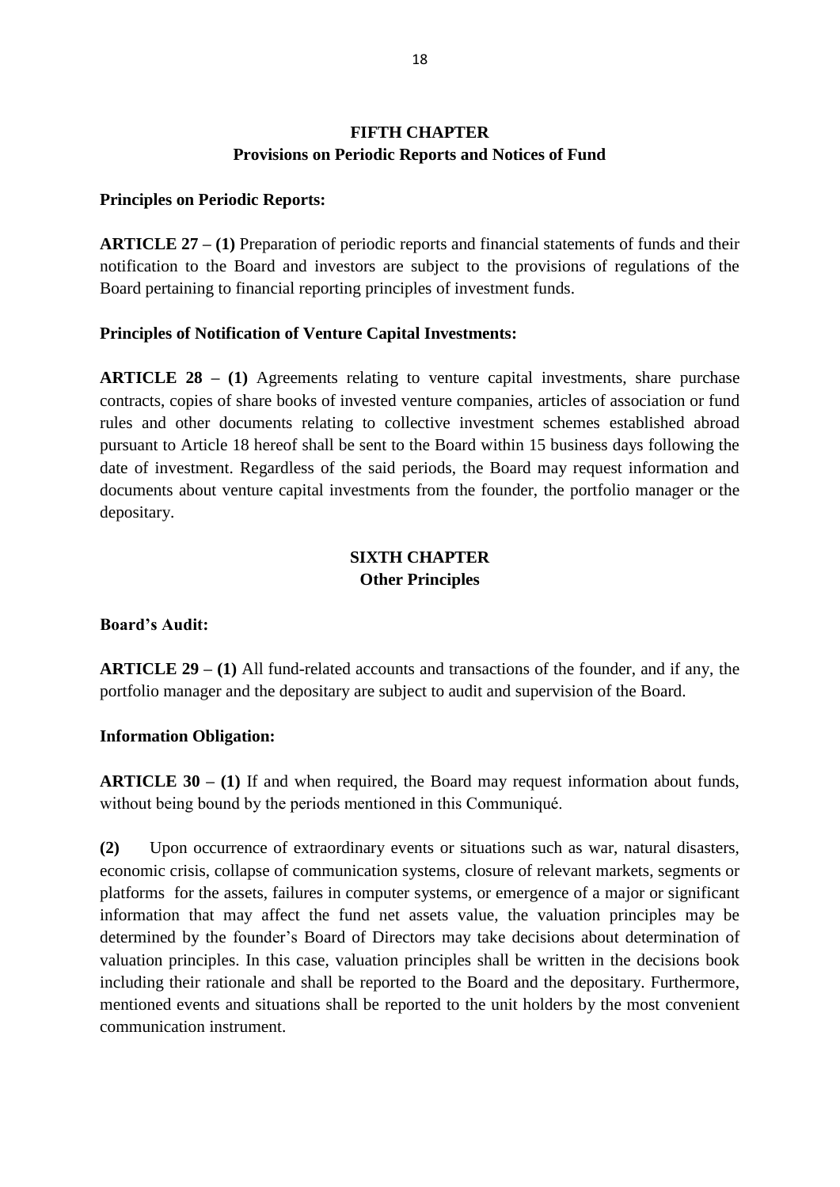## FIFTH CHAPTER
## Provisions on Periodic Reports and Notices of Fund

**Principles on Periodic Reports:**

**ARTICLE 27 – (1)** Preparation of periodic reports and financial statements of funds and their notification to the Board and investors are subject to the provisions of regulations of the Board pertaining to financial reporting principles of investment funds.

**Principles of Notification of Venture Capital Investments:**

**ARTICLE 28 – (1)** Agreements relating to venture capital investments, share purchase contracts, copies of share books of invested venture companies, articles of association or fund rules and other documents relating to collective investment schemes established abroad pursuant to Article 18 hereof shall be sent to the Board within 15 business days following the date of investment. Regardless of the said periods, the Board may request information and documents about venture capital investments from the founder, the portfolio manager or the depositary.

## SIXTH CHAPTER
## Other Principles

**Board's Audit:**

**ARTICLE 29 – (1)** All fund-related accounts and transactions of the founder, and if any, the portfolio manager and the depositary are subject to audit and supervision of the Board.

**Information Obligation:**

**ARTICLE 30 – (1)** If and when required, the Board may request information about funds, without being bound by the periods mentioned in this Communiqué.

**(2)** Upon occurrence of extraordinary events or situations such as war, natural disasters, economic crisis, collapse of communication systems, closure of relevant markets, segments or platforms for the assets, failures in computer systems, or emergence of a major or significant information that may affect the fund net assets value, the valuation principles may be determined by the founder's Board of Directors may take decisions about determination of valuation principles. In this case, valuation principles shall be written in the decisions book including their rationale and shall be reported to the Board and the depositary. Furthermore, mentioned events and situations shall be reported to the unit holders by the most convenient communication instrument.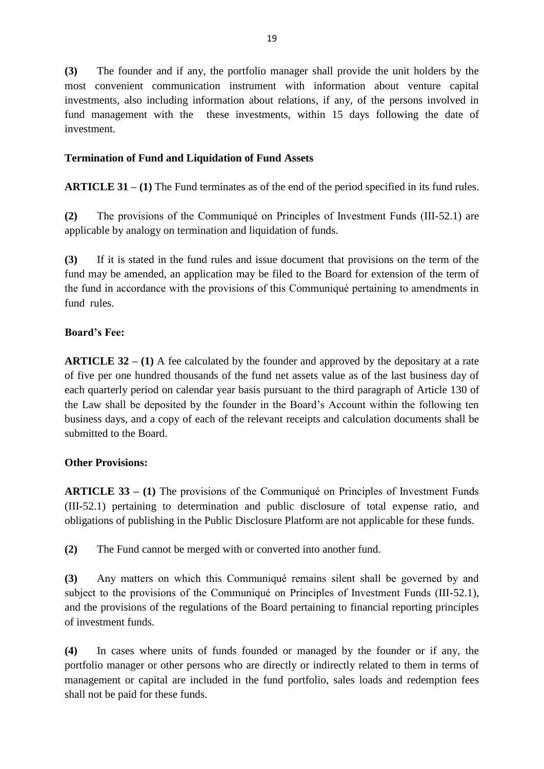**(3)** The founder and if any, the portfolio manager shall provide the unit holders by the most convenient communication instrument with information about venture capital investments, also including information about relations, if any, of the persons involved in fund management with the these investments, within 15 days following the date of investment.

**Termination of Fund and Liquidation of Fund Assets**

**ARTICLE 31 – (1)** The Fund terminates as of the end of the period specified in its fund rules.

**(2)** The provisions of the Communiqué on Principles of Investment Funds (III-52.1) are applicable by analogy on termination and liquidation of funds.

**(3)** If it is stated in the fund rules and issue document that provisions on the term of the fund may be amended, an application may be filed to the Board for extension of the term of the fund in accordance with the provisions of this Communiqué pertaining to amendments in fund rules.

**Board's Fee:**

**ARTICLE 32 – (1)** A fee calculated by the founder and approved by the depositary at a rate of five per one hundred thousands of the fund net assets value as of the last business day of each quarterly period on calendar year basis pursuant to the third paragraph of Article 130 of the Law shall be deposited by the founder in the Board's Account within the following ten business days, and a copy of each of the relevant receipts and calculation documents shall be submitted to the Board.

**Other Provisions:**

**ARTICLE 33 – (1)** The provisions of the Communiqué on Principles of Investment Funds (III-52.1) pertaining to determination and public disclosure of total expense ratio, and obligations of publishing in the Public Disclosure Platform are not applicable for these funds.

**(2)** The Fund cannot be merged with or converted into another fund.

**(3)** Any matters on which this Communiqué remains silent shall be governed by and subject to the provisions of the Communiqué on Principles of Investment Funds (III-52.1), and the provisions of the regulations of the Board pertaining to financial reporting principles of investment funds.

**(4)** In cases where units of funds founded or managed by the founder or if any, the portfolio manager or other persons who are directly or indirectly related to them in terms of management or capital are included in the fund portfolio, sales loads and redemption fees shall not be paid for these funds.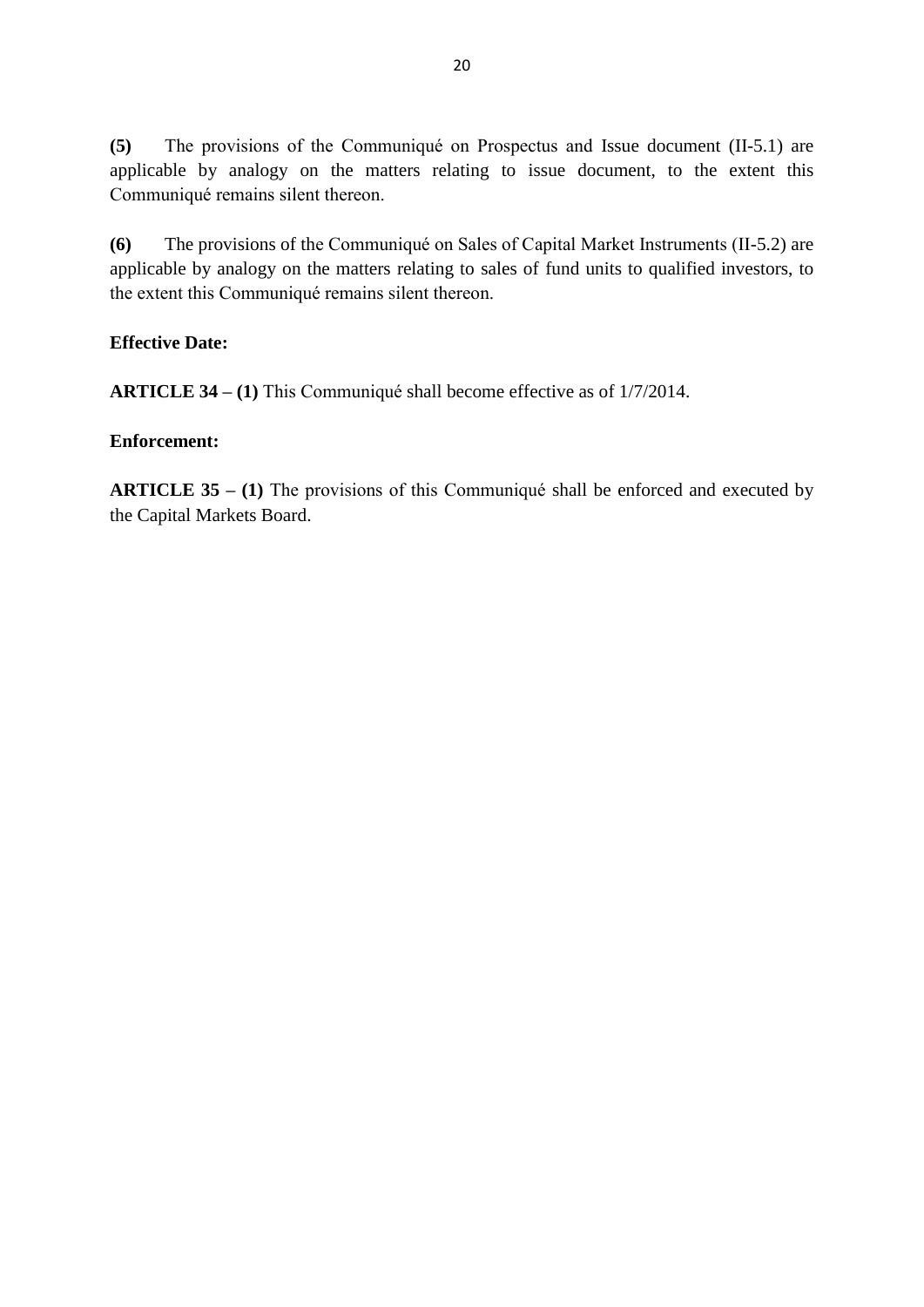**(5)** The provisions of the Communiqué on Prospectus and Issue document (II-5.1) are applicable by analogy on the matters relating to issue document, to the extent this Communiqué remains silent thereon.

**(6)** The provisions of the Communiqué on Sales of Capital Market Instruments (II-5.2) are applicable by analogy on the matters relating to sales of fund units to qualified investors, to the extent this Communiqué remains silent thereon.

**Effective Date:**

**ARTICLE 34 – (1)** This Communiqué shall become effective as of 1/7/2014.

**Enforcement:**

**ARTICLE 35 – (1)** The provisions of this Communiqué shall be enforced and executed by the Capital Markets Board.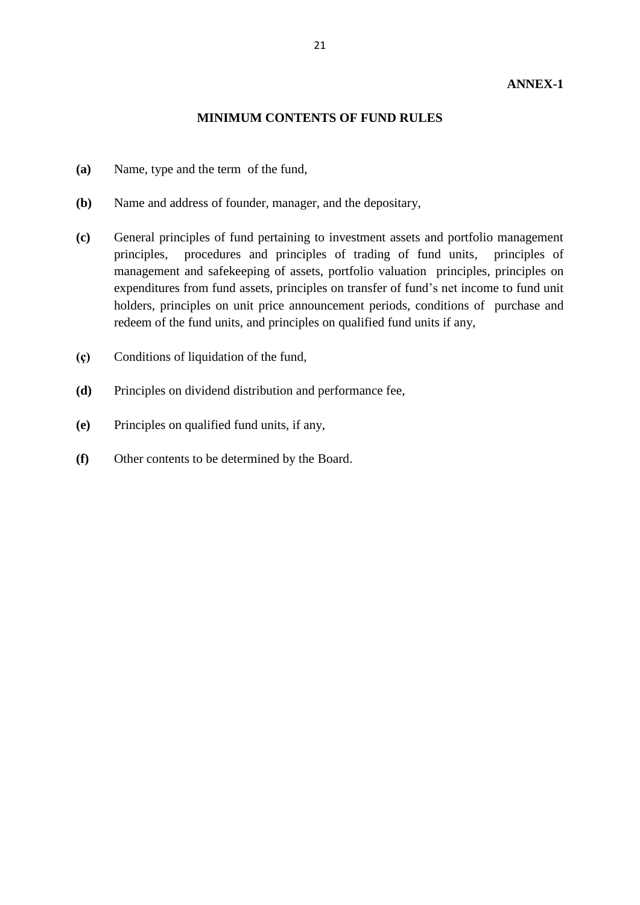**ANNEX-1**

## MINIMUM CONTENTS OF FUND RULES

**(a)** Name, type and the term of the fund,

**(b)** Name and address of founder, manager, and the depositary,

**(c)** General principles of fund pertaining to investment assets and portfolio management principles, procedures and principles of trading of fund units, principles of management and safekeeping of assets, portfolio valuation principles, principles on expenditures from fund assets, principles on transfer of fund's net income to fund unit holders, principles on unit price announcement periods, conditions of purchase and redeem of the fund units, and principles on qualified fund units if any,

**(ç)** Conditions of liquidation of the fund,

**(d)** Principles on dividend distribution and performance fee,

**(e)** Principles on qualified fund units, if any,

**(f)** Other contents to be determined by the Board.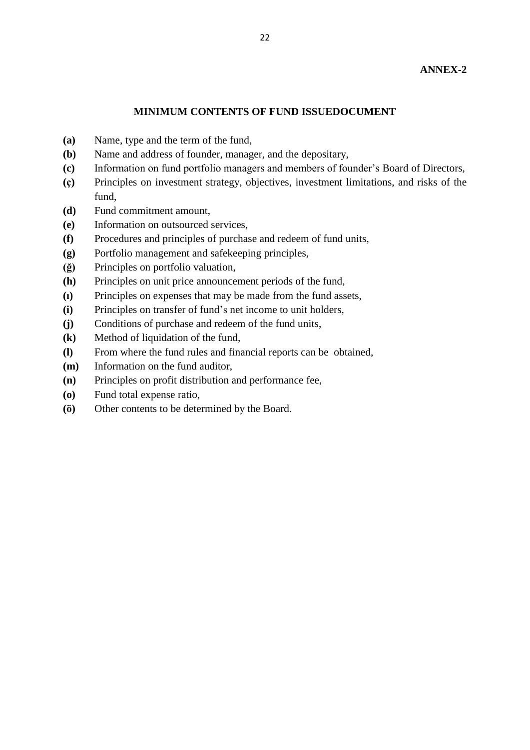**ANNEX-2**

## MINIMUM CONTENTS OF FUND ISSUEDOCUMENT

**(a)** Name, type and the term of the fund,

**(b)** Name and address of founder, manager, and the depositary,

**(c)** Information on fund portfolio managers and members of founder's Board of Directors,

**(ç)** Principles on investment strategy, objectives, investment limitations, and risks of the fund,

**(d)** Fund commitment amount,

**(e)** Information on outsourced services,

**(f)** Procedures and principles of purchase and redeem of fund units,

**(g)** Portfolio management and safekeeping principles,

**(ğ)** Principles on portfolio valuation,

**(h)** Principles on unit price announcement periods of the fund,

**(ı)** Principles on expenses that may be made from the fund assets,

**(i)** Principles on transfer of fund's net income to unit holders,

**(j)** Conditions of purchase and redeem of the fund units,

**(k)** Method of liquidation of the fund,

**(l)** From where the fund rules and financial reports can be obtained,

**(m)** Information on the fund auditor,

**(n)** Principles on profit distribution and performance fee,

**(o)** Fund total expense ratio,

**(ö)** Other contents to be determined by the Board.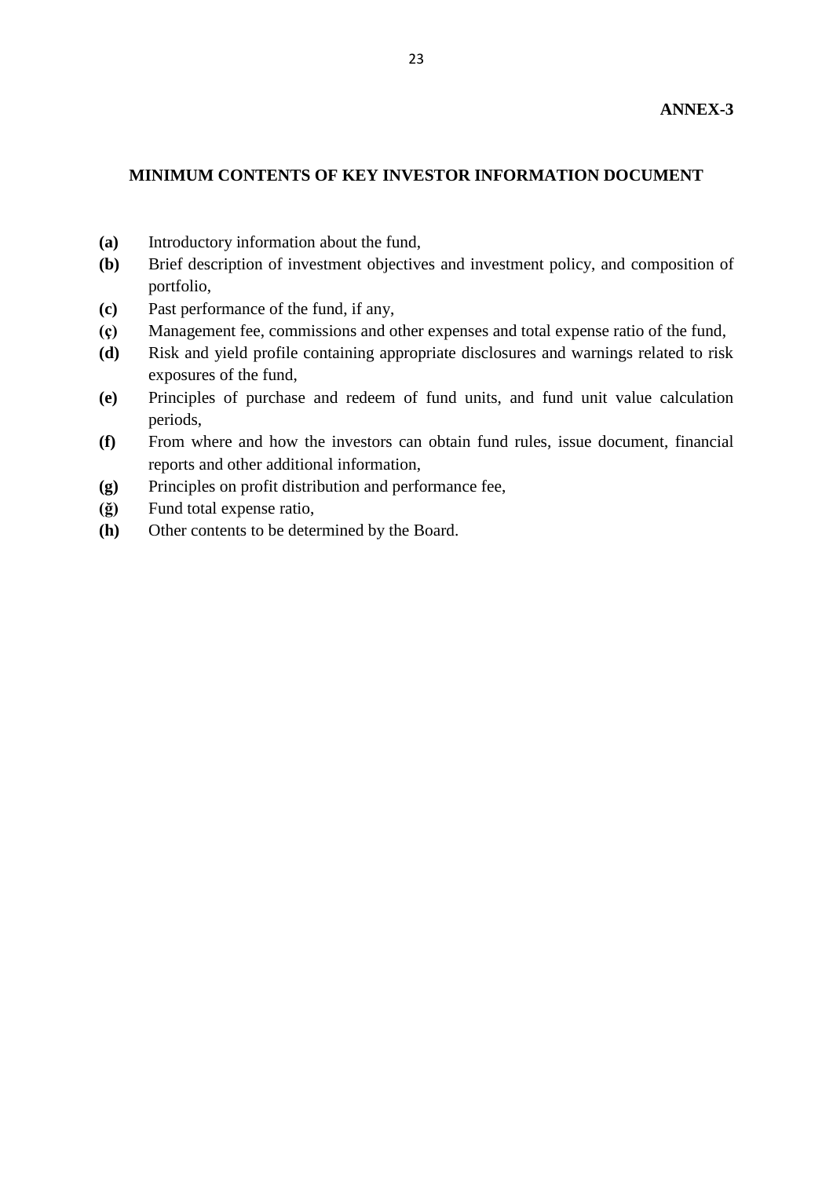**ANNEX-3**

## MINIMUM CONTENTS OF KEY INVESTOR INFORMATION DOCUMENT

**(a)** Introductory information about the fund,

**(b)** Brief description of investment objectives and investment policy, and composition of portfolio,

**(c)** Past performance of the fund, if any,

**(ç)** Management fee, commissions and other expenses and total expense ratio of the fund,

**(d)** Risk and yield profile containing appropriate disclosures and warnings related to risk exposures of the fund,

**(e)** Principles of purchase and redeem of fund units, and fund unit value calculation periods,

**(f)** From where and how the investors can obtain fund rules, issue document, financial reports and other additional information,

**(g)** Principles on profit distribution and performance fee,

**(ğ)** Fund total expense ratio,

**(h)** Other contents to be determined by the Board.